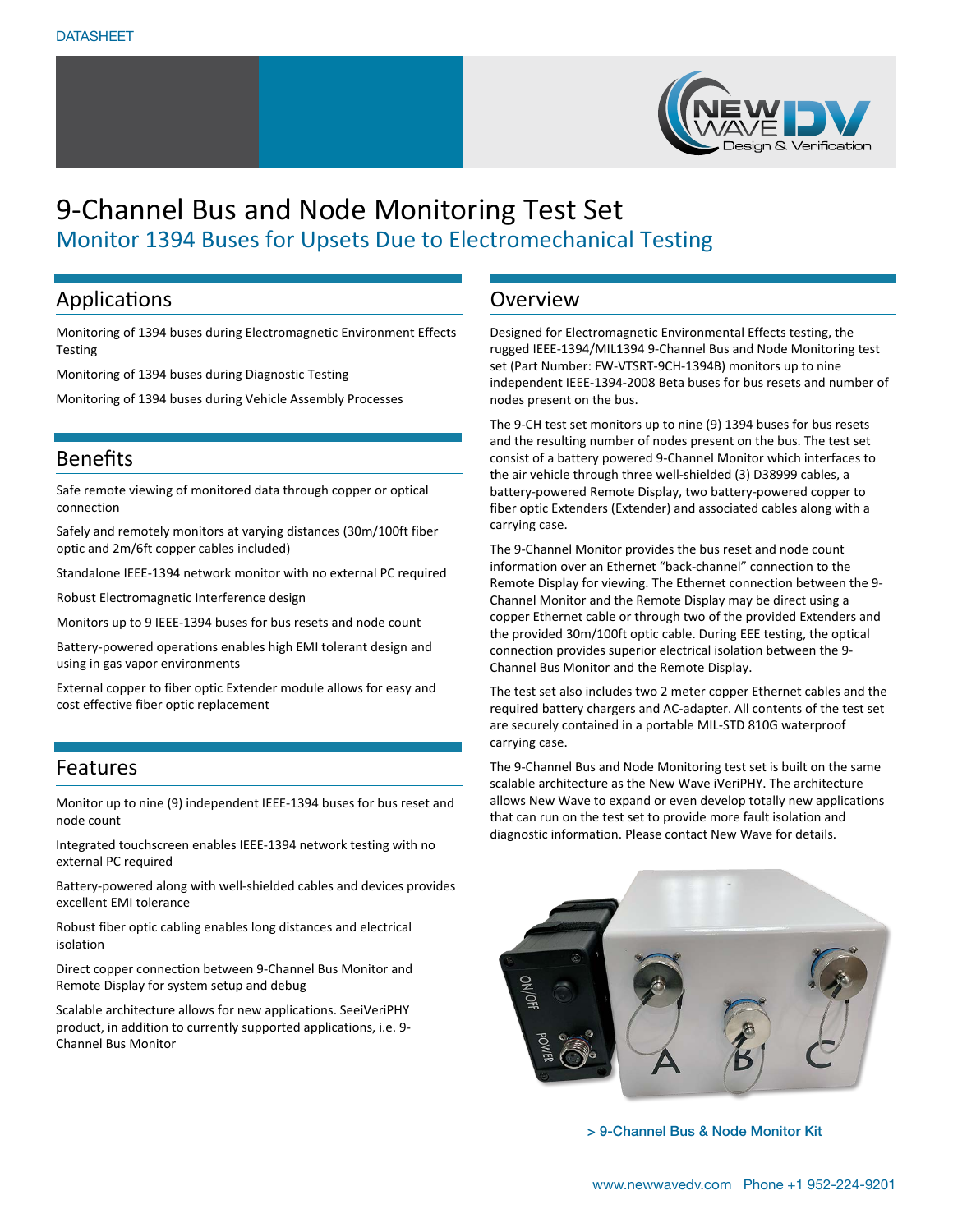DATASHEET

# 9-Channel Bus and Node Monitoring Test Set

## Monitor 1394 Buses for Upsets Due to Electromechanical Testing

## Applications

Monitoring of 1394 buses during Electromagnetic Environment Effects Testing

Monitoring of 1394 buses during Diagnostic Testing

Monitoring of 1394 buses during Vehicle Assembly Processes

## Benefits

Safe remote viewing of monitored data through copper or optical connection

Safely and remotely monitors at varying distances (30m/100ft fiber optic and 2m/6ft copper cables included)

Standalone IEEE-1394 network monitor with no external PC required

Robust Electromagnetic Interference design

Monitors up to 9 IEEE-1394 buses for bus resets and node count

Battery-powered operations enables high EMI tolerant design and using in gas vapor environments

External copper to fiber optic Extender module allows for easy and cost effective fiber optic replacement

## Features

Monitor up to nine (9) independent IEEE-1394 buses for bus reset and node count

Integrated touchscreen enables IEEE-1394 network testing with no external PC required

Battery-powered along with well-shielded cables and devices provides excellent EMI tolerance

Robust fiber optic cabling enables long distances and electrical isolation

Direct copper connection between 9-Channel Bus Monitor and Remote Display for system setup and debug

Scalable architecture allows for new applications. SeeiVeriPHY product, in addition to currently supported applications, i.e. 9-Channel Bus Monitor

## Overview

Designed for Electromagnetic Environmental Effects testing, the rugged IEEE-1394/MIL1394 9-Channel Bus and Node Monitoring test set (Part Number: FW-VTSRT-9CH-1394B) monitors up to nine independent IEEE-1394-2008 Beta buses for bus resets and number of nodes present on the bus.

The 9-CH test set monitors up to nine (9) 1394 buses for bus resets and the resulting number of nodes present on the bus. The test set consist of a battery powered 9-Channel Monitor which interfaces to the air vehicle through three well-shielded (3) D38999 cables, a battery-powered Remote Display, two battery-powered copper to fiber optic Extenders (Extender) and associated cables along with a carrying case.

The 9-Channel Monitor provides the bus reset and node count information over an Ethernet “back-channel” connection to the Remote Display for viewing. The Ethernet connection between the 9-Channel Monitor and the Remote Display may be direct using a copper Ethernet cable or through two of the provided Extenders and the provided 30m/100ft optic cable. During EEE testing, the optical connection provides superior electrical isolation between the 9-Channel Bus Monitor and the Remote Display.

The test set also includes two 2 meter copper Ethernet cables and the required battery chargers and AC-adapter. All contents of the test set are securely contained in a portable MIL-STD 810G waterproof carrying case.

The 9-Channel Bus and Node Monitoring test set is built on the same scalable architecture as the New Wave iVeriPHY. The architecture allows New Wave to expand or even develop totally new applications that can run on the test set to provide more fault isolation and diagnostic information. Please contact New Wave for details.

> 9-Channel Bus & Node Monitor Kit

www.newwavedv.com Phone +1 952-224-9201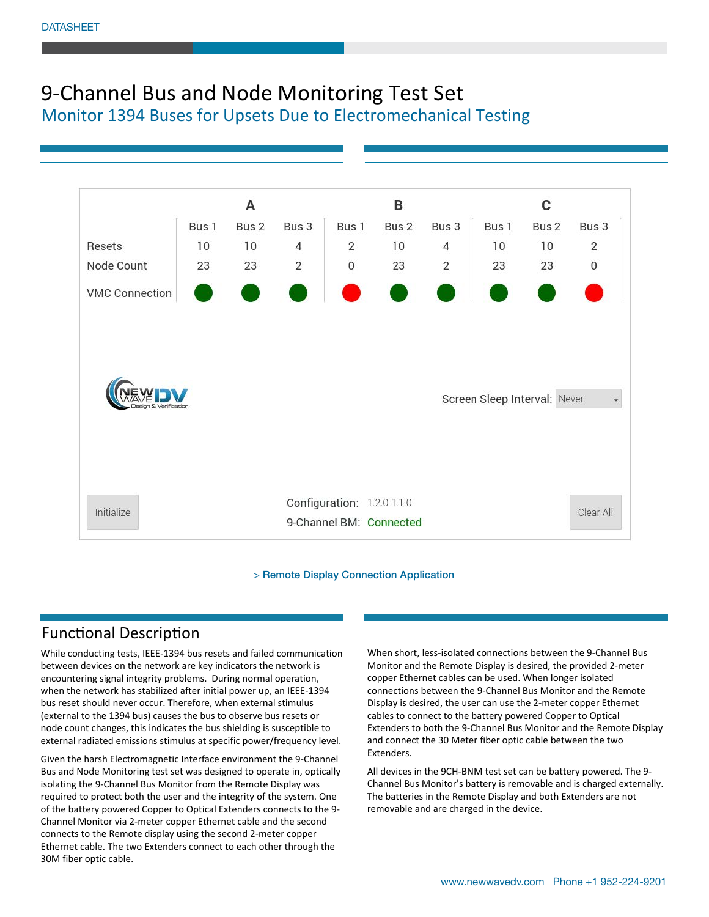DATASHEET

# 9-Channel Bus and Node Monitoring Test Set

## Monitor 1394 Buses for Upsets Due to Electromechanical Testing

| | A | | | B | | | C | | |
|---|---|---|---|---|---|---|---|---|---|
| | Bus 1 | Bus 2 | Bus 3 | Bus 1 | Bus 2 | Bus 3 | Bus 1 | Bus 2 | Bus 3 |
| Resets | 10 | 10 | 4 | 2 | 10 | 4 | 10 | 10 | 2 |
| Node Count | 23 | 23 | 2 | 0 | 23 | 2 | 23 | 23 | 0 |
| VMC Connection | ● | ● | ● | ● | ● | ● | ● | ● | ● |

NEW WAVE DV Design & Verification

Screen Sleep Interval: Never

Initialize

Configuration: 1.2.0-1.1.0

9-Channel BM: Connected

Clear All

> Remote Display Connection Application

## Functional Description

While conducting tests, IEEE-1394 bus resets and failed communication between devices on the network are key indicators the network is encountering signal integrity problems. During normal operation, when the network has stabilized after initial power up, an IEEE-1394 bus reset should never occur. Therefore, when external stimulus (external to the 1394 bus) causes the bus to observe bus resets or node count changes, this indicates the bus shielding is susceptible to external radiated emissions stimulus at specific power/frequency level.

Given the harsh Electromagnetic Interface environment the 9-Channel Bus and Node Monitoring test set was designed to operate in, optically isolating the 9-Channel Bus Monitor from the Remote Display was required to protect both the user and the integrity of the system. One of the battery powered Copper to Optical Extenders connects to the 9-Channel Monitor via 2-meter copper Ethernet cable and the second connects to the Remote display using the second 2-meter copper Ethernet cable. The two Extenders connect to each other through the 30M fiber optic cable.

When short, less-isolated connections between the 9-Channel Bus Monitor and the Remote Display is desired, the provided 2-meter copper Ethernet cables can be used. When longer isolated connections between the 9-Channel Bus Monitor and the Remote Display is desired, the user can use the 2-meter copper Ethernet cables to connect to the battery powered Copper to Optical Extenders to both the 9-Channel Bus Monitor and the Remote Display and connect the 30 Meter fiber optic cable between the two Extenders.

All devices in the 9CH-BNM test set can be battery powered. The 9-Channel Bus Monitor's battery is removable and is charged externally. The batteries in the Remote Display and both Extenders are not removable and are charged in the device.

www.newwavedv.com Phone +1 952-224-9201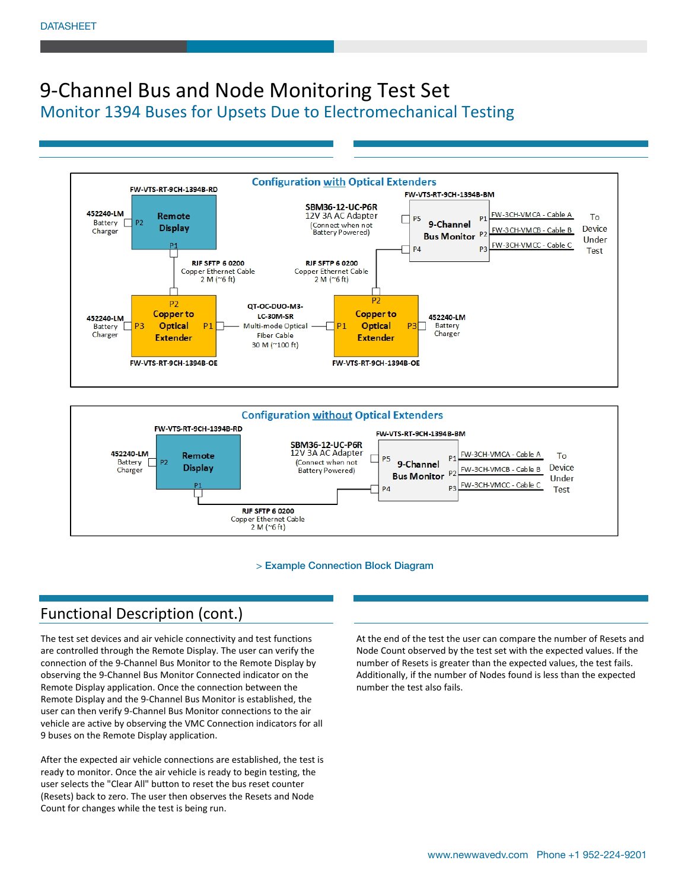# 9-Channel Bus and Node Monitoring Test Set

## Monitor 1394 Buses for Upsets Due to Electromechanical Testing

**Configuration with Optical Extenders**

FW-VTS-RT-9CH-1394B-RD

452240-LM Battery Charger — P2 — **Remote Display** — P1

RJF SFTP 6 0200 Copper Ethernet Cable 2 M (~6 ft)

452240-LM Battery Charger — P3 — P2 **Copper to Optical Extender** P1

FW-VTS-RT-9CH-1394B-OE

QT-OC-DUO-M3-LC-30M-SR Multi-mode Optical Fiber Cable 30 M (~100 ft)

P1 — P2 **Copper to Optical Extender** — P3 — 452240-LM Battery Charger

FW-VTS-RT-9CH-1394B-OE

RJF SFTP 6 0200 Copper Ethernet Cable 2 M (~6 ft)

SBM36-12-UC-P6R 12V 3A AC Adapter (Connect when not Battery Powered)

FW-VTS-RT-9CH-1394B-BM

P5, P4 — **9-Channel Bus Monitor** — P1, P2, P3

FW-3CH-VMCA - Cable A, FW-3CH-VMCB - Cable B, FW-3CH-VMCC - Cable C — To Device Under Test

**Configuration without Optical Extenders**

FW-VTS-RT-9CH-1394B-RD

452240-LM Battery Charger — P2 — **Remote Display** — P1

RJF SFTP 6 0200 Copper Ethernet Cable 2 M (~6 ft)

SBM36-12-UC-P6R 12V 3A AC Adapter (Connect when not Battery Powered)

FW-VTS-RT-9CH-1394B-BM

P5, P4 — **9-Channel Bus Monitor** — P1, P2, P3

FW-3CH-VMCA - Cable A, FW-3CH-VMCB - Cable B, FW-3CH-VMCC - Cable C — To Device Under Test

> Example Connection Block Diagram

## Functional Description (cont.)

The test set devices and air vehicle connectivity and test functions are controlled through the Remote Display. The user can verify the connection of the 9-Channel Bus Monitor to the Remote Display by observing the 9-Channel Bus Monitor Connected indicator on the Remote Display application. Once the connection between the Remote Display and the 9-Channel Bus Monitor is established, the user can then verify 9-Channel Bus Monitor connections to the air vehicle are active by observing the VMC Connection indicators for all 9 buses on the Remote Display application.

After the expected air vehicle connections are established, the test is ready to monitor. Once the air vehicle is ready to begin testing, the user selects the "Clear All" button to reset the bus reset counter (Resets) back to zero. The user then observes the Resets and Node Count for changes while the test is being run.

At the end of the test the user can compare the number of Resets and Node Count observed by the test set with the expected values. If the number of Resets is greater than the expected values, the test fails. Additionally, if the number of Nodes found is less than the expected number the test also fails.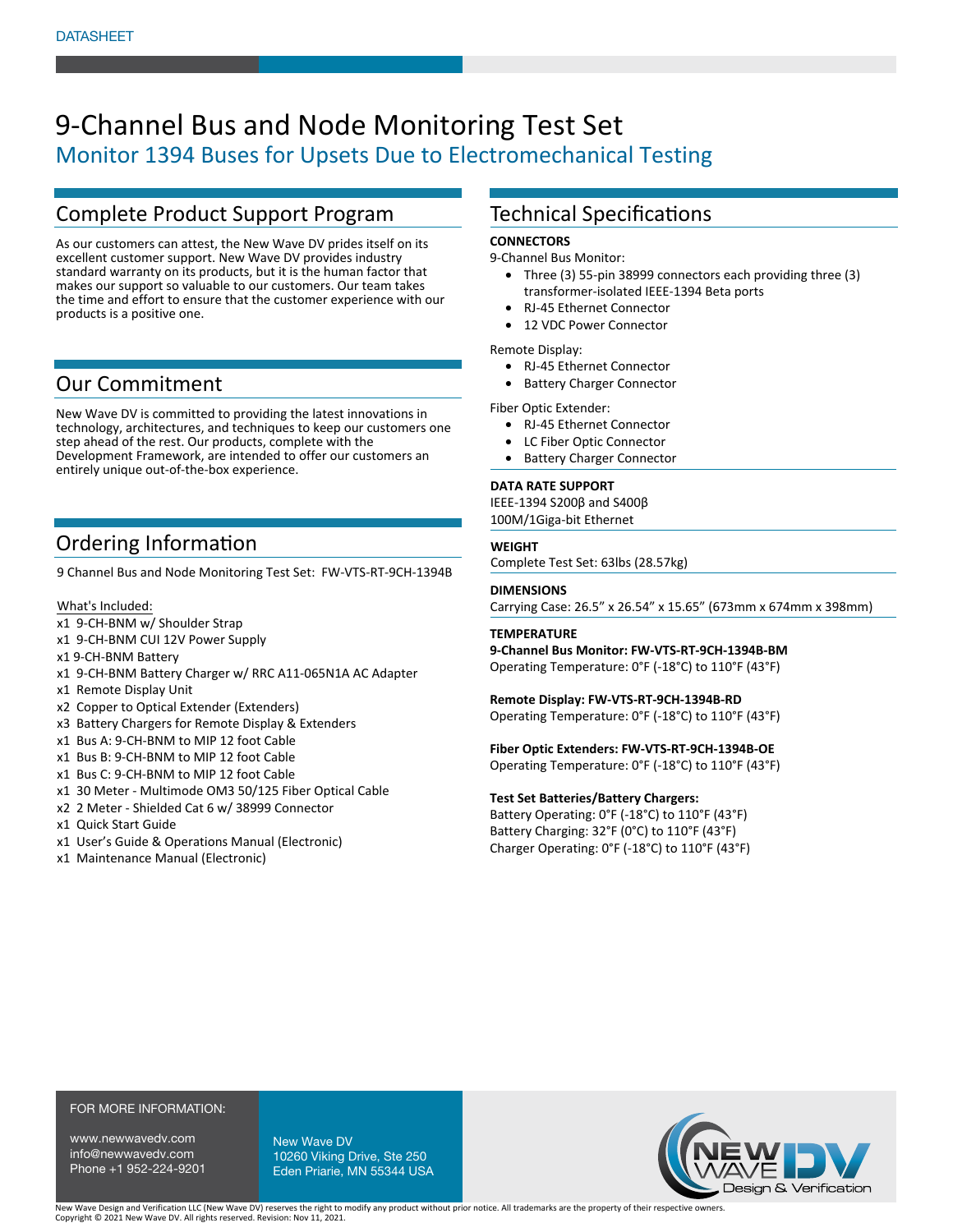DATASHEET

# 9-Channel Bus and Node Monitoring Test Set

## Monitor 1394 Buses for Upsets Due to Electromechanical Testing

## Complete Product Support Program

As our customers can attest, the New Wave DV prides itself on its excellent customer support. New Wave DV provides industry standard warranty on its products, but it is the human factor that makes our support so valuable to our customers. Our team takes the time and effort to ensure that the customer experience with our products is a positive one.

## Our Commitment

New Wave DV is committed to providing the latest innovations in technology, architectures, and techniques to keep our customers one step ahead of the rest. Our products, complete with the Development Framework, are intended to offer our customers an entirely unique out-of-the-box experience.

## Ordering Information

9 Channel Bus and Node Monitoring Test Set: FW-VTS-RT-9CH-1394B

What's Included:

x1 9-CH-BNM w/ Shoulder Strap
x1 9-CH-BNM CUI 12V Power Supply
x1 9-CH-BNM Battery
x1 9-CH-BNM Battery Charger w/ RRC A11-065N1A AC Adapter
x1 Remote Display Unit
x2 Copper to Optical Extender (Extenders)
x3 Battery Chargers for Remote Display & Extenders
x1 Bus A: 9-CH-BNM to MIP 12 foot Cable
x1 Bus B: 9-CH-BNM to MIP 12 foot Cable
x1 Bus C: 9-CH-BNM to MIP 12 foot Cable
x1 30 Meter - Multimode OM3 50/125 Fiber Optical Cable
x2 2 Meter - Shielded Cat 6 w/ 38999 Connector
x1 Quick Start Guide
x1 User's Guide & Operations Manual (Electronic)
x1 Maintenance Manual (Electronic)

## Technical Specifications

**CONNECTORS**

9-Channel Bus Monitor:

- Three (3) 55-pin 38999 connectors each providing three (3) transformer-isolated IEEE-1394 Beta ports
- RJ-45 Ethernet Connector
- 12 VDC Power Connector

Remote Display:

- RJ-45 Ethernet Connector
- Battery Charger Connector

Fiber Optic Extender:

- RJ-45 Ethernet Connector
- LC Fiber Optic Connector
- Battery Charger Connector

**DATA RATE SUPPORT**

IEEE-1394 S200β and S400β
100M/1Giga-bit Ethernet

**WEIGHT**

Complete Test Set: 63lbs (28.57kg)

**DIMENSIONS**

Carrying Case: 26.5" x 26.54" x 15.65" (673mm x 674mm x 398mm)

**TEMPERATURE**

**9-Channel Bus Monitor: FW-VTS-RT-9CH-1394B-BM**
Operating Temperature: 0°F (-18°C) to 110°F (43°F)

**Remote Display: FW-VTS-RT-9CH-1394B-RD**
Operating Temperature: 0°F (-18°C) to 110°F (43°F)

**Fiber Optic Extenders: FW-VTS-RT-9CH-1394B-OE**
Operating Temperature: 0°F (-18°C) to 110°F (43°F)

**Test Set Batteries/Battery Chargers:**
Battery Operating: 0°F (-18°C) to 110°F (43°F)
Battery Charging: 32°F (0°C) to 110°F (43°F)
Charger Operating: 0°F (-18°C) to 110°F (43°F)

FOR MORE INFORMATION:

www.newwavedv.com
info@newwavedv.com
Phone +1 952-224-9201

New Wave DV
10260 Viking Drive, Ste 250
Eden Prairie, MN 55344 USA

NEW WAVE DV Design & Verification

New Wave Design and Verification LLC (New Wave DV) reserves the right to modify any product without prior notice. All trademarks are the property of their respective owners.
Copyright © 2021 New Wave DV. All rights reserved. Revision: Nov 11, 2021.